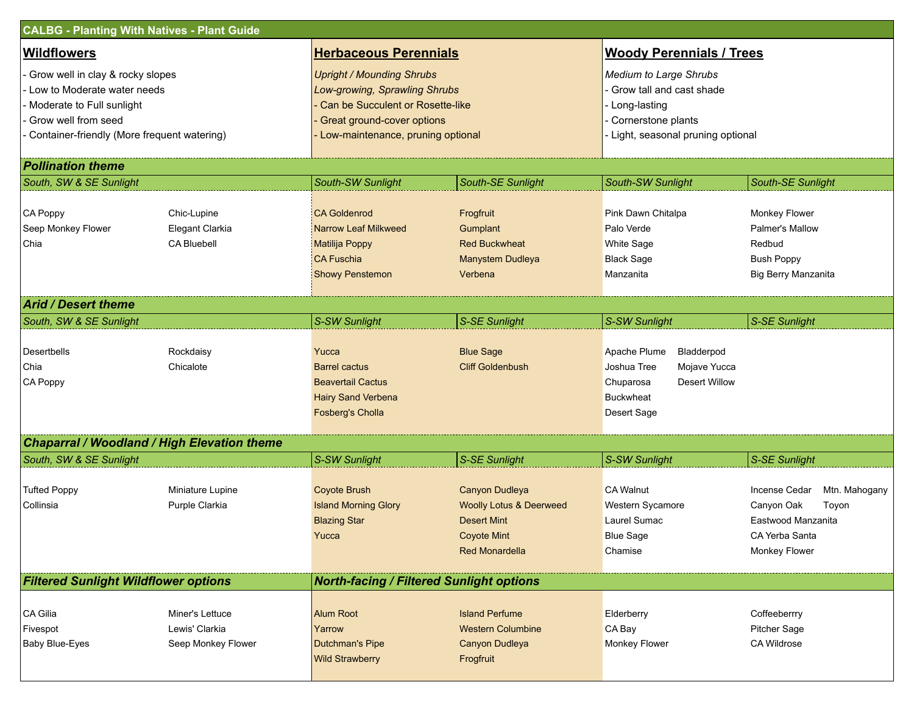# CALBG - Planting With Natives - Plant Guide

| Wildflowers | | Herbaceous Perennials | | Woody Perennials / Trees | |
|---|---|---|---|---|---|
| - Grow well in clay & rocky slopes<br>- Low to Moderate water needs<br>- Moderate to Full sunlight<br>- Grow well from seed<br>- Container-friendly (More frequent watering) | | *Upright / Mounding Shrubs*<br>*Low-growing, Sprawling Shrubs*<br>- Can be Succulent or Rosette-like<br>- Great ground-cover options<br>- Low-maintenance, pruning optional | | *Medium to Large Shrubs*<br>- Grow tall and cast shade<br>- Long-lasting<br>- Cornerstone plants<br>- Light, seasonal pruning optional | |
| ***Pollination theme*** | | | | | |
| *South, SW & SE Sunlight* | | *South-SW Sunlight* | *South-SE Sunlight* | *South-SW Sunlight* | *South-SE Sunlight* |
| CA Poppy | Chic-Lupine | CA Goldenrod | Frogfruit | Pink Dawn Chitalpa | Monkey Flower |
| Seep Monkey Flower | Elegant Clarkia | Narrow Leaf Milkweed | Gumplant | Palo Verde | Palmer's Mallow |
| Chia | CA Bluebell | Matilija Poppy | Red Buckwheat | White Sage | Redbud |
| | | CA Fuschia | Manystem Dudleya | Black Sage | Bush Poppy |
| | | Showy Penstemon | Verbena | Manzanita | Big Berry Manzanita |
| ***Arid / Desert theme*** | | | | | |
| *South, SW & SE Sunlight* | | *S-SW Sunlight* | *S-SE Sunlight* | *S-SW Sunlight* | *S-SE Sunlight* |
| Desertbells | Rockdaisy | Yucca | Blue Sage | Apache Plume, Bladderpod | |
| Chia | Chicalote | Barrel cactus | Cliff Goldenbush | Joshua Tree, Mojave Yucca | |
| CA Poppy | | Beavertail Cactus | | Chuparosa, Desert Willow | |
| | | Hairy Sand Verbena | | Buckwheat | |
| | | Fosberg's Cholla | | Desert Sage | |
| ***Chaparral / Woodland / High Elevation theme*** | | | | | |
| *South, SW & SE Sunlight* | | *S-SW Sunlight* | *S-SE Sunlight* | *S-SW Sunlight* | *S-SE Sunlight* |
| Tufted Poppy | Miniature Lupine | Coyote Brush | Canyon Dudleya | CA Walnut | Incense Cedar, Mtn. Mahogany |
| Collinsia | Purple Clarkia | Island Morning Glory | Woolly Lotus & Deerweed | Western Sycamore | Canyon Oak, Toyon |
| | | Blazing Star | Desert Mint | Laurel Sumac | Eastwood Manzanita |
| | | Yucca | Coyote Mint | Blue Sage | CA Yerba Santa |
| | | | Red Monardella | Chamise | Monkey Flower |
| ***Filtered Sunlight Wildflower options*** | | ***North-facing / Filtered Sunlight options*** | | | |
| CA Gilia | Miner's Lettuce | Alum Root | Island Perfume | Elderberry | Coffeeberrry |
| Fivespot | Lewis' Clarkia | Yarrow | Western Columbine | CA Bay | Pitcher Sage |
| Baby Blue-Eyes | Seep Monkey Flower | Dutchman's Pipe | Canyon Dudleya | Monkey Flower | CA Wildrose |
| | | Wild Strawberry | Frogfruit | | |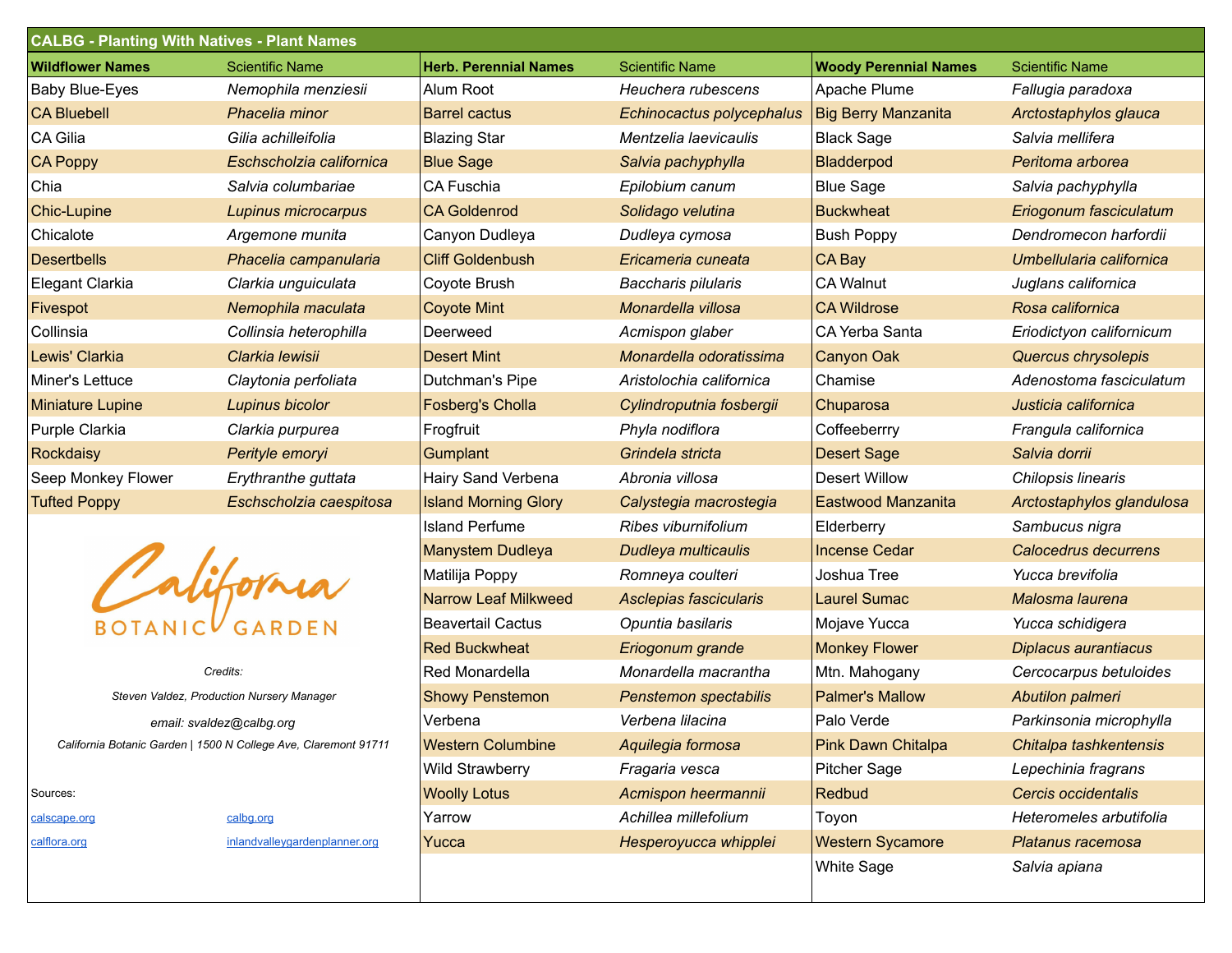## CALBG - Planting With Natives - Plant Names

| **Wildflower Names** | Scientific Name | **Herb. Perennial Names** | Scientific Name | **Woody Perennial Names** | Scientific Name |
|---|---|---|---|---|---|
| Baby Blue-Eyes | *Nemophila menziesii* | Alum Root | *Heuchera rubescens* | Apache Plume | *Fallugia paradoxa* |
| CA Bluebell | *Phacelia minor* | Barrel cactus | *Echinocactus polycephalus* | Big Berry Manzanita | *Arctostaphylos glauca* |
| CA Gilia | *Gilia achilleifolia* | Blazing Star | *Mentzelia laevicaulis* | Black Sage | *Salvia mellifera* |
| CA Poppy | *Eschscholzia californica* | Blue Sage | *Salvia pachyphylla* | Bladderpod | *Peritoma arborea* |
| Chia | *Salvia columbariae* | CA Fuschia | *Epilobium canum* | Blue Sage | *Salvia pachyphylla* |
| Chic-Lupine | *Lupinus microcarpus* | CA Goldenrod | *Solidago velutina* | Buckwheat | *Eriogonum fasciculatum* |
| Chicalote | *Argemone munita* | Canyon Dudleya | *Dudleya cymosa* | Bush Poppy | *Dendromecon harfordii* |
| Desertbells | *Phacelia campanularia* | Cliff Goldenbush | *Ericameria cuneata* | CA Bay | *Umbellularia californica* |
| Elegant Clarkia | *Clarkia unguiculata* | Coyote Brush | *Baccharis pilularis* | CA Walnut | *Juglans californica* |
| Fivespot | *Nemophila maculata* | Coyote Mint | *Monardella villosa* | CA Wildrose | *Rosa californica* |
| Collinsia | *Collinsia heterophilla* | Deerweed | *Acmispon glaber* | CA Yerba Santa | *Eriodictyon californicum* |
| Lewis' Clarkia | *Clarkia lewisii* | Desert Mint | *Monardella odoratissima* | Canyon Oak | *Quercus chrysolepis* |
| Miner's Lettuce | *Claytonia perfoliata* | Dutchman's Pipe | *Aristolochia californica* | Chamise | *Adenostoma fasciculatum* |
| Miniature Lupine | *Lupinus bicolor* | Fosberg's Cholla | *Cylindroptunia fosbergii* | Chuparosa | *Justicia californica* |
| Purple Clarkia | *Clarkia purpurea* | Frogfruit | *Phyla nodiflora* | Coffeeberrry | *Frangula californica* |
| Rockdaisy | *Perityle emoryi* | Gumplant | *Grindela stricta* | Desert Sage | *Salvia dorrii* |
| Seep Monkey Flower | *Erythranthe guttata* | Hairy Sand Verbena | *Abronia villosa* | Desert Willow | *Chilopsis linearis* |
| Tufted Poppy | *Eschscholzia caespitosa* | Island Morning Glory | *Calystegia macrostegia* | Eastwood Manzanita | *Arctostaphylos glandulosa* |
| | | Island Perfume | *Ribes viburnifolium* | Elderberry | *Sambucus nigra* |
| | | Manystem Dudleya | *Dudleya multicaulis* | Incense Cedar | *Calocedrus decurrens* |
| | | Matilija Poppy | *Romneya coulteri* | Joshua Tree | *Yucca brevifolia* |
| | | Narrow Leaf Milkweed | *Asclepias fascicularis* | Laurel Sumac | *Malosma laurena* |
| | | Beavertail Cactus | *Opuntia basilaris* | Mojave Yucca | *Yucca schidigera* |
| | | Red Buckwheat | *Eriogonum grande* | Monkey Flower | *Diplacus aurantiacus* |
| | | Red Monardella | *Monardella macrantha* | Mtn. Mahogany | *Cercocarpus betuloides* |
| | | Showy Penstemon | *Penstemon spectabilis* | Palmer's Mallow | *Abutilon palmeri* |
| | | Verbena | *Verbena lilacina* | Palo Verde | *Parkinsonia microphylla* |
| | | Western Columbine | *Aquilegia formosa* | Pink Dawn Chitalpa | *Chitalpa tashkentensis* |
| | | Wild Strawberry | *Fragaria vesca* | Pitcher Sage | *Lepechinia fragrans* |
| | | Woolly Lotus | *Acmispon heermannii* | Redbud | *Cercis occidentalis* |
| | | Yarrow | *Achillea millefolium* | Toyon | *Heteromeles arbutifolia* |
| | | Yucca | *Hesperoyucca whipplei* | Western Sycamore | *Platanus racemosa* |
| | | | | White Sage | *Salvia apiana* |

California BOTANIC GARDEN

*Credits:*

*Steven Valdez, Production Nursery Manager*

*email: svaldez@calbg.org*

*California Botanic Garden | 1500 N College Ave, Claremont 91711*

Sources:

calscape.org

calbg.org

calflora.org

inlandvalleygardenplanner.org